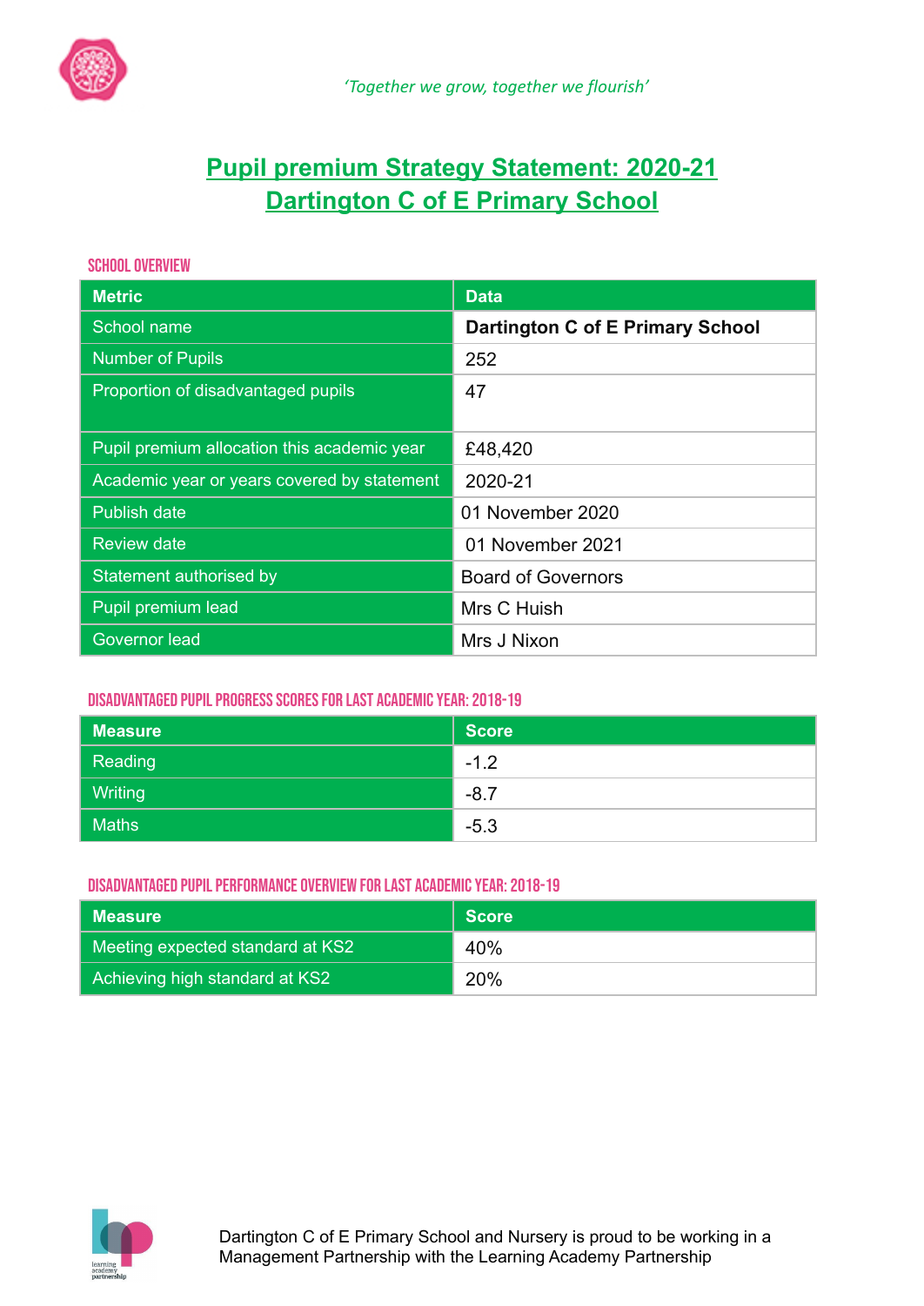*'Together we grow, together we flourish'*

# Pupil premium Strategy Statement: 2020-21
# Dartington C of E Primary School

## SCHOOL OVERVIEW

| Metric | Data |
|---|---|
| School name | **Dartington C of E Primary School** |
| Number of Pupils | 252 |
| Proportion of disadvantaged pupils | 47 |
| Pupil premium allocation this academic year | £48,420 |
| Academic year or years covered by statement | 2020-21 |
| Publish date | 01 November 2020 |
| Review date | 01 November 2021 |
| Statement authorised by | Board of Governors |
| Pupil premium lead | Mrs C Huish |
| Governor lead | Mrs J Nixon |

## DISADVANTAGED PUPIL PROGRESS SCORES FOR LAST ACADEMIC YEAR: 2018-19

| Measure | Score |
|---|---|
| Reading | -1.2 |
| Writing | -8.7 |
| Maths | -5.3 |

## DISADVANTAGED PUPIL PERFORMANCE OVERVIEW FOR LAST ACADEMIC YEAR: 2018-19

| Measure | Score |
|---|---|
| Meeting expected standard at KS2 | 40% |
| Achieving high standard at KS2 | 20% |

Dartington C of E Primary School and Nursery is proud to be working in a Management Partnership with the Learning Academy Partnership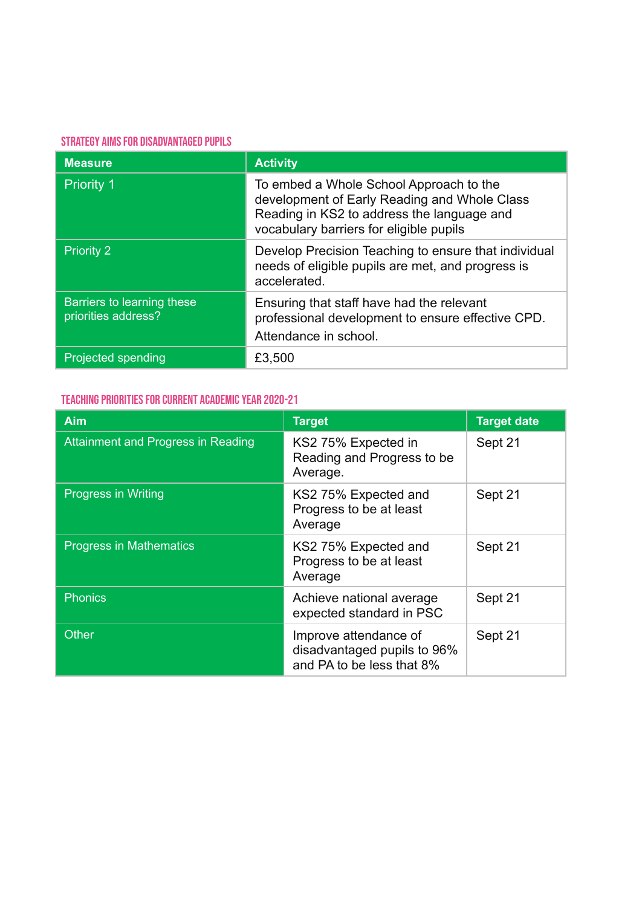## STRATEGY AIMS FOR DISADVANTAGED PUPILS

| Measure | Activity |
| --- | --- |
| Priority 1 | To embed a Whole School Approach to the development of Early Reading and Whole Class Reading in KS2 to address the language and vocabulary barriers for eligible pupils |
| Priority 2 | Develop Precision Teaching to ensure that individual needs of eligible pupils are met, and progress is accelerated. |
| Barriers to learning these priorities address? | Ensuring that staff have had the relevant professional development to ensure effective CPD. Attendance in school. |
| Projected spending | £3,500 |

## TEACHING PRIORITIES FOR CURRENT ACADEMIC YEAR 2020-21

| Aim | Target | Target date |
| --- | --- | --- |
| Attainment and Progress in Reading | KS2 75% Expected in Reading and Progress to be Average. | Sept 21 |
| Progress in Writing | KS2 75% Expected and Progress to be at least Average | Sept 21 |
| Progress in Mathematics | KS2 75% Expected and Progress to be at least Average | Sept 21 |
| Phonics | Achieve national average expected standard in PSC | Sept 21 |
| Other | Improve attendance of disadvantaged pupils to 96% and PA to be less that 8% | Sept 21 |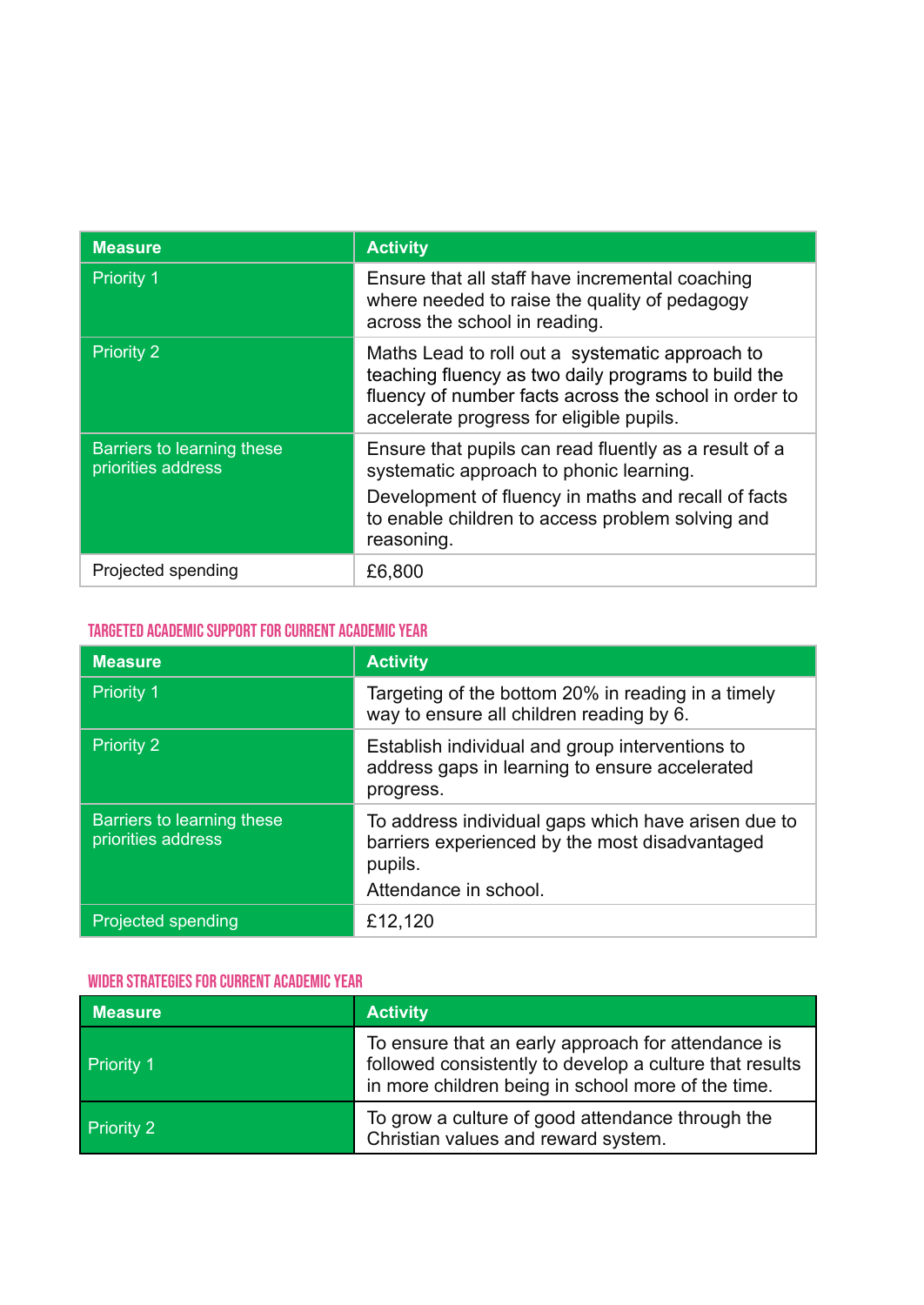| Measure | Activity |
|---|---|
| Priority 1 | Ensure that all staff have incremental coaching where needed to raise the quality of pedagogy across the school in reading. |
| Priority 2 | Maths Lead to roll out a systematic approach to teaching fluency as two daily programs to build the fluency of number facts across the school in order to accelerate progress for eligible pupils. |
| Barriers to learning these priorities address | Ensure that pupils can read fluently as a result of a systematic approach to phonic learning.<br>Development of fluency in maths and recall of facts to enable children to access problem solving and reasoning. |
| Projected spending | £6,800 |

## TARGETED ACADEMIC SUPPORT FOR CURRENT ACADEMIC YEAR

| Measure | Activity |
|---|---|
| Priority 1 | Targeting of the bottom 20% in reading in a timely way to ensure all children reading by 6. |
| Priority 2 | Establish individual and group interventions to address gaps in learning to ensure accelerated progress. |
| Barriers to learning these priorities address | To address individual gaps which have arisen due to barriers experienced by the most disadvantaged pupils.<br>Attendance in school. |
| Projected spending | £12,120 |

## WIDER STRATEGIES FOR CURRENT ACADEMIC YEAR

| Measure | Activity |
|---|---|
| Priority 1 | To ensure that an early approach for attendance is followed consistently to develop a culture that results in more children being in school more of the time. |
| Priority 2 | To grow a culture of good attendance through the Christian values and reward system. |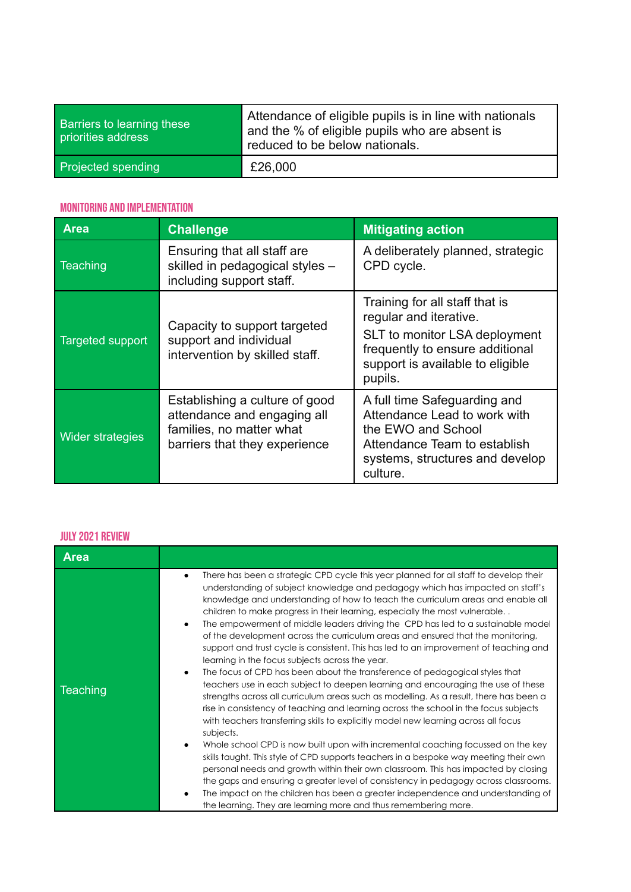| Barriers to learning these priorities address | Attendance of eligible pupils is in line with nationals and the % of eligible pupils who are absent is reduced to be below nationals. |
|---|---|
| Projected spending | £26,000 |

## MONITORING AND IMPLEMENTATION

| Area | Challenge | Mitigating action |
|---|---|---|
| Teaching | Ensuring that all staff are skilled in pedagogical styles – including support staff. | A deliberately planned, strategic CPD cycle. |
| Targeted support | Capacity to support targeted support and individual intervention by skilled staff. | Training for all staff that is regular and iterative.<br>SLT to monitor LSA deployment frequently to ensure additional support is available to eligible pupils. |
| Wider strategies | Establishing a culture of good attendance and engaging all families, no matter what barriers that they experience | A full time Safeguarding and Attendance Lead to work with the EWO and School Attendance Team to establish systems, structures and develop culture. |

## JULY 2021 REVIEW

| Area | |
|---|---|
| Teaching | • There has been a strategic CPD cycle this year planned for all staff to develop their understanding of subject knowledge and pedagogy which has impacted on staff's knowledge and understanding of how to teach the curriculum areas and enable all children to make progress in their learning, especially the most vulnerable. .<br>• The empowerment of middle leaders driving the CPD has led to a sustainable model of the development across the curriculum areas and ensured that the monitoring, support and trust cycle is consistent. This has led to an improvement of teaching and learning in the focus subjects across the year.<br>• The focus of CPD has been about the transference of pedagogical styles that teachers use in each subject to deepen learning and encouraging the use of these strengths across all curriculum areas such as modelling. As a result, there has been a rise in consistency of teaching and learning across the school in the focus subjects with teachers transferring skills to explicitly model new learning across all focus subjects.<br>• Whole school CPD is now built upon with incremental coaching focussed on the key skills taught. This style of CPD supports teachers in a bespoke way meeting their own personal needs and growth within their own classroom. This has impacted by closing the gaps and ensuring a greater level of consistency in pedagogy across classrooms.<br>• The impact on the children has been a greater independence and understanding of the learning. They are learning more and thus remembering more. |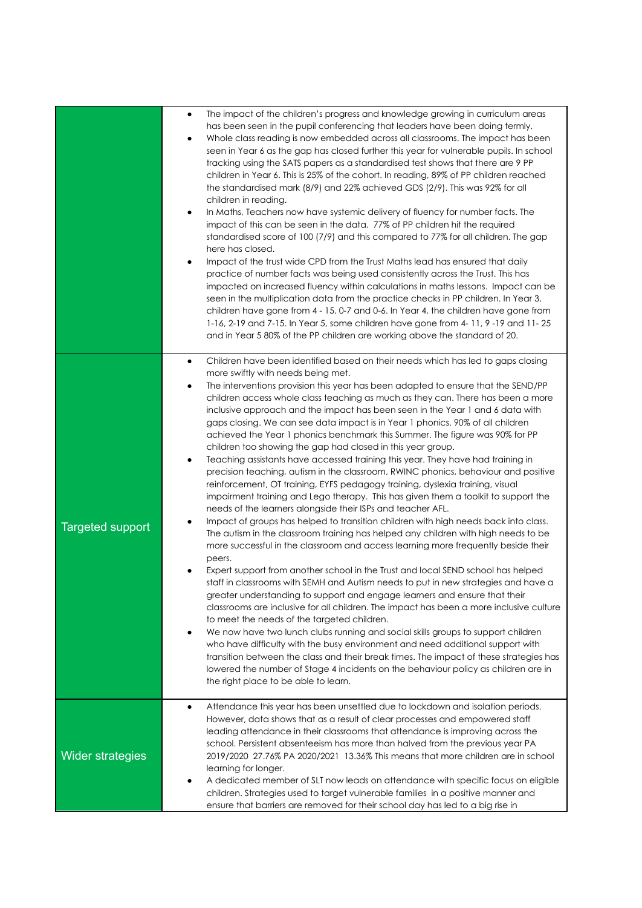| | |
|---|---|
| | • The impact of the children's progress and knowledge growing in curriculum areas has been seen in the pupil conferencing that leaders have been doing termly.<br>• Whole class reading is now embedded across all classrooms. The impact has been seen in Year 6 as the gap has closed further this year for vulnerable pupils. In school tracking using the SATS papers as a standardised test shows that there are 9 PP children in Year 6. This is 25% of the cohort. In reading, 89% of PP children reached the standardised mark (8/9) and 22% achieved GDS (2/9). This was 92% for all children in reading.<br>• In Maths, Teachers now have systemic delivery of fluency for number facts. The impact of this can be seen in the data. 77% of PP children hit the required standardised score of 100 (7/9) and this compared to 77% for all children. The gap here has closed.<br>• Impact of the trust wide CPD from the Trust Maths lead has ensured that daily practice of number facts was being used consistently across the Trust. This has impacted on increased fluency within calculations in maths lessons. Impact can be seen in the multiplication data from the practice checks in PP children. In Year 3, children have gone from 4 - 15, 0-7 and 0-6. In Year 4, the children have gone from 1-16, 2-19 and 7-15. In Year 5, some children have gone from 4- 11, 9 -19 and 11- 25 and in Year 5 80% of the PP children are working above the standard of 20. |
| Targeted support | • Children have been identified based on their needs which has led to gaps closing more swiftly with needs being met.<br>• The interventions provision this year has been adapted to ensure that the SEND/PP children access whole class teaching as much as they can. There has been a more inclusive approach and the impact has been seen in the Year 1 and 6 data with gaps closing. We can see data impact is in Year 1 phonics. 90% of all children achieved the Year 1 phonics benchmark this Summer. The figure was 90% for PP children too showing the gap had closed in this year group.<br>• Teaching assistants have accessed training this year. They have had training in precision teaching, autism in the classroom, RWINC phonics, behaviour and positive reinforcement, OT training, EYFS pedagogy training, dyslexia training, visual impairment training and Lego therapy. This has given them a toolkit to support the needs of the learners alongside their ISPs and teacher AFL.<br>• Impact of groups has helped to transition children with high needs back into class. The autism in the classroom training has helped any children with high needs to be more successful in the classroom and access learning more frequently beside their peers.<br>• Expert support from another school in the Trust and local SEND school has helped staff in classrooms with SEMH and Autism needs to put in new strategies and have a greater understanding to support and engage learners and ensure that their classrooms are inclusive for all children. The impact has been a more inclusive culture to meet the needs of the targeted children.<br>• We now have two lunch clubs running and social skills groups to support children who have difficulty with the busy environment and need additional support with transition between the class and their break times. The impact of these strategies has lowered the number of Stage 4 incidents on the behaviour policy as children are in the right place to be able to learn. |
| Wider strategies | • Attendance this year has been unsettled due to lockdown and isolation periods. However, data shows that as a result of clear processes and empowered staff leading attendance in their classrooms that attendance is improving across the school. Persistent absenteeism has more than halved from the previous year PA 2019/2020 27.76% PA 2020/2021 13.36% This means that more children are in school learning for longer.<br>• A dedicated member of SLT now leads on attendance with specific focus on eligible children. Strategies used to target vulnerable families in a positive manner and ensure that barriers are removed for their school day has led to a big rise in |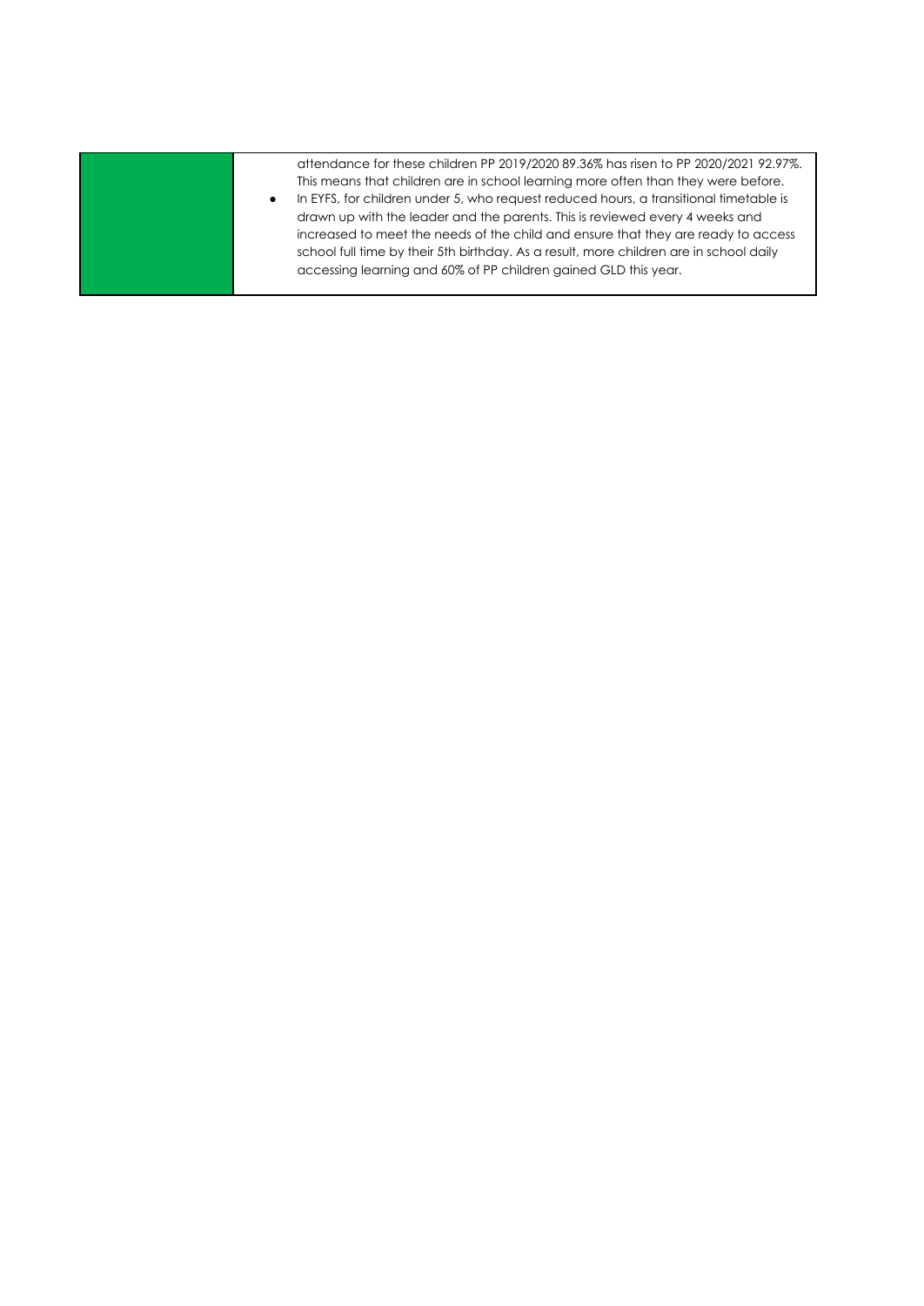| | |
|---|---|
| | attendance for these children PP 2019/2020 89.36% has risen to PP 2020/2021 92.97%. This means that children are in school learning more often than they were before.<br>• In EYFS, for children under 5, who request reduced hours, a transitional timetable is drawn up with the leader and the parents. This is reviewed every 4 weeks and increased to meet the needs of the child and ensure that they are ready to access school full time by their 5th birthday. As a result, more children are in school daily accessing learning and 60% of PP children gained GLD this year. |